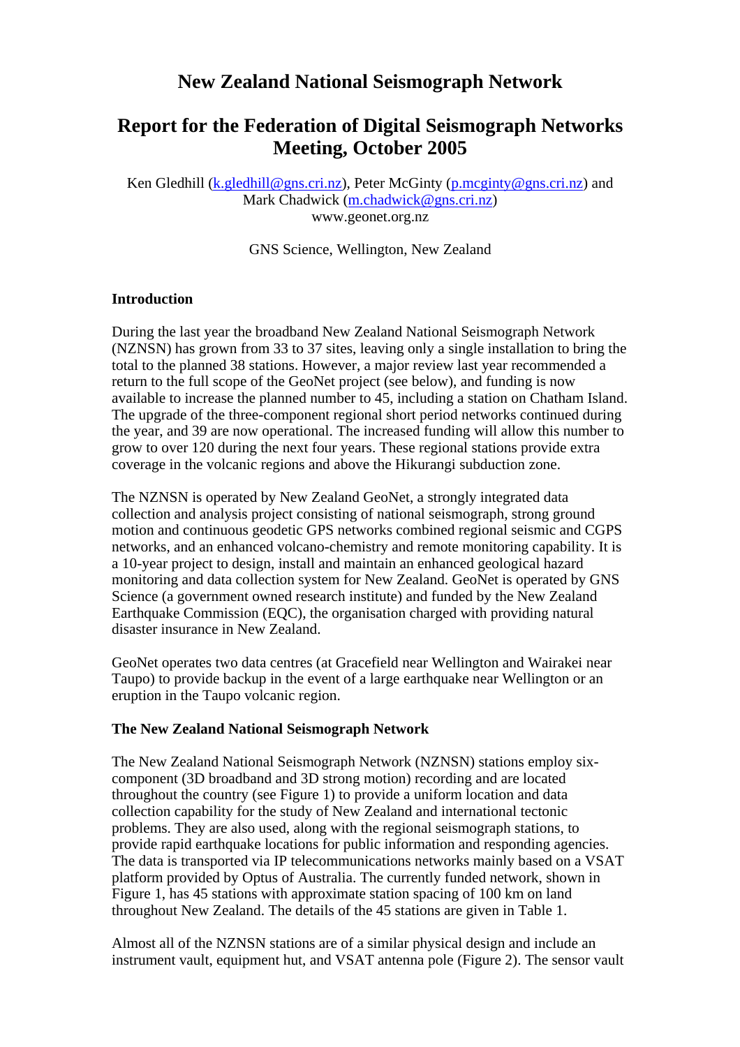# New Zealand National Seismograph Network

# Report for the Federation of Digital Seismograph Networks Meeting, October 2005

Ken Gledhill (k.gledhill@gns.cri.nz), Peter McGinty (p.mcginty@gns.cri.nz) and Mark Chadwick (m.chadwick@gns.cri.nz)
www.geonet.org.nz

GNS Science, Wellington, New Zealand

**Introduction**

During the last year the broadband New Zealand National Seismograph Network (NZNSN) has grown from 33 to 37 sites, leaving only a single installation to bring the total to the planned 38 stations. However, a major review last year recommended a return to the full scope of the GeoNet project (see below), and funding is now available to increase the planned number to 45, including a station on Chatham Island. The upgrade of the three-component regional short period networks continued during the year, and 39 are now operational. The increased funding will allow this number to grow to over 120 during the next four years. These regional stations provide extra coverage in the volcanic regions and above the Hikurangi subduction zone.

The NZNSN is operated by New Zealand GeoNet, a strongly integrated data collection and analysis project consisting of national seismograph, strong ground motion and continuous geodetic GPS networks combined regional seismic and CGPS networks, and an enhanced volcano-chemistry and remote monitoring capability. It is a 10-year project to design, install and maintain an enhanced geological hazard monitoring and data collection system for New Zealand. GeoNet is operated by GNS Science (a government owned research institute) and funded by the New Zealand Earthquake Commission (EQC), the organisation charged with providing natural disaster insurance in New Zealand.

GeoNet operates two data centres (at Gracefield near Wellington and Wairakei near Taupo) to provide backup in the event of a large earthquake near Wellington or an eruption in the Taupo volcanic region.

**The New Zealand National Seismograph Network**

The New Zealand National Seismograph Network (NZNSN) stations employ six-component (3D broadband and 3D strong motion) recording and are located throughout the country (see Figure 1) to provide a uniform location and data collection capability for the study of New Zealand and international tectonic problems. They are also used, along with the regional seismograph stations, to provide rapid earthquake locations for public information and responding agencies. The data is transported via IP telecommunications networks mainly based on a VSAT platform provided by Optus of Australia. The currently funded network, shown in Figure 1, has 45 stations with approximate station spacing of 100 km on land throughout New Zealand. The details of the 45 stations are given in Table 1.

Almost all of the NZNSN stations are of a similar physical design and include an instrument vault, equipment hut, and VSAT antenna pole (Figure 2). The sensor vault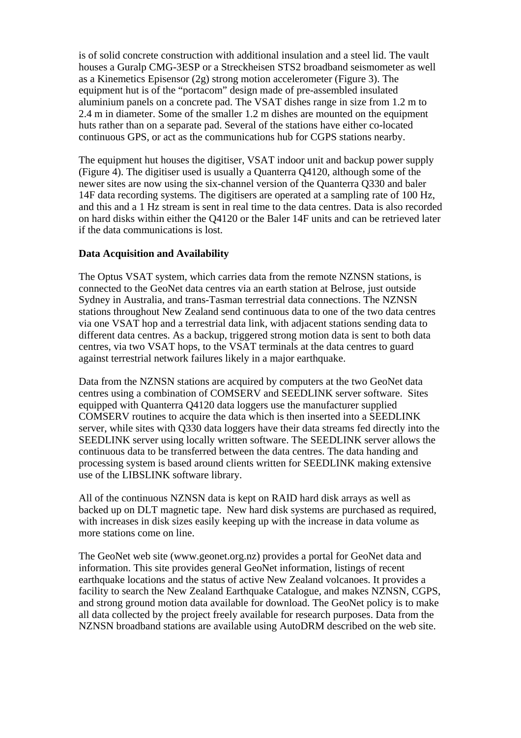is of solid concrete construction with additional insulation and a steel lid. The vault houses a Guralp CMG-3ESP or a Streckheisen STS2 broadband seismometer as well as a Kinemetics Episensor (2g) strong motion accelerometer (Figure 3). The equipment hut is of the "portacom" design made of pre-assembled insulated aluminium panels on a concrete pad. The VSAT dishes range in size from 1.2 m to 2.4 m in diameter. Some of the smaller 1.2 m dishes are mounted on the equipment huts rather than on a separate pad. Several of the stations have either co-located continuous GPS, or act as the communications hub for CGPS stations nearby.

The equipment hut houses the digitiser, VSAT indoor unit and backup power supply (Figure 4). The digitiser used is usually a Quanterra Q4120, although some of the newer sites are now using the six-channel version of the Quanterra Q330 and baler 14F data recording systems. The digitisers are operated at a sampling rate of 100 Hz, and this and a 1 Hz stream is sent in real time to the data centres. Data is also recorded on hard disks within either the Q4120 or the Baler 14F units and can be retrieved later if the data communications is lost.

**Data Acquisition and Availability**

The Optus VSAT system, which carries data from the remote NZNSN stations, is connected to the GeoNet data centres via an earth station at Belrose, just outside Sydney in Australia, and trans-Tasman terrestrial data connections. The NZNSN stations throughout New Zealand send continuous data to one of the two data centres via one VSAT hop and a terrestrial data link, with adjacent stations sending data to different data centres. As a backup, triggered strong motion data is sent to both data centres, via two VSAT hops, to the VSAT terminals at the data centres to guard against terrestrial network failures likely in a major earthquake.

Data from the NZNSN stations are acquired by computers at the two GeoNet data centres using a combination of COMSERV and SEEDLINK server software. Sites equipped with Quanterra Q4120 data loggers use the manufacturer supplied COMSERV routines to acquire the data which is then inserted into a SEEDLINK server, while sites with Q330 data loggers have their data streams fed directly into the SEEDLINK server using locally written software. The SEEDLINK server allows the continuous data to be transferred between the data centres. The data handing and processing system is based around clients written for SEEDLINK making extensive use of the LIBSLINK software library.

All of the continuous NZNSN data is kept on RAID hard disk arrays as well as backed up on DLT magnetic tape. New hard disk systems are purchased as required, with increases in disk sizes easily keeping up with the increase in data volume as more stations come on line.

The GeoNet web site (www.geonet.org.nz) provides a portal for GeoNet data and information. This site provides general GeoNet information, listings of recent earthquake locations and the status of active New Zealand volcanoes. It provides a facility to search the New Zealand Earthquake Catalogue, and makes NZNSN, CGPS, and strong ground motion data available for download. The GeoNet policy is to make all data collected by the project freely available for research purposes. Data from the NZNSN broadband stations are available using AutoDRM described on the web site.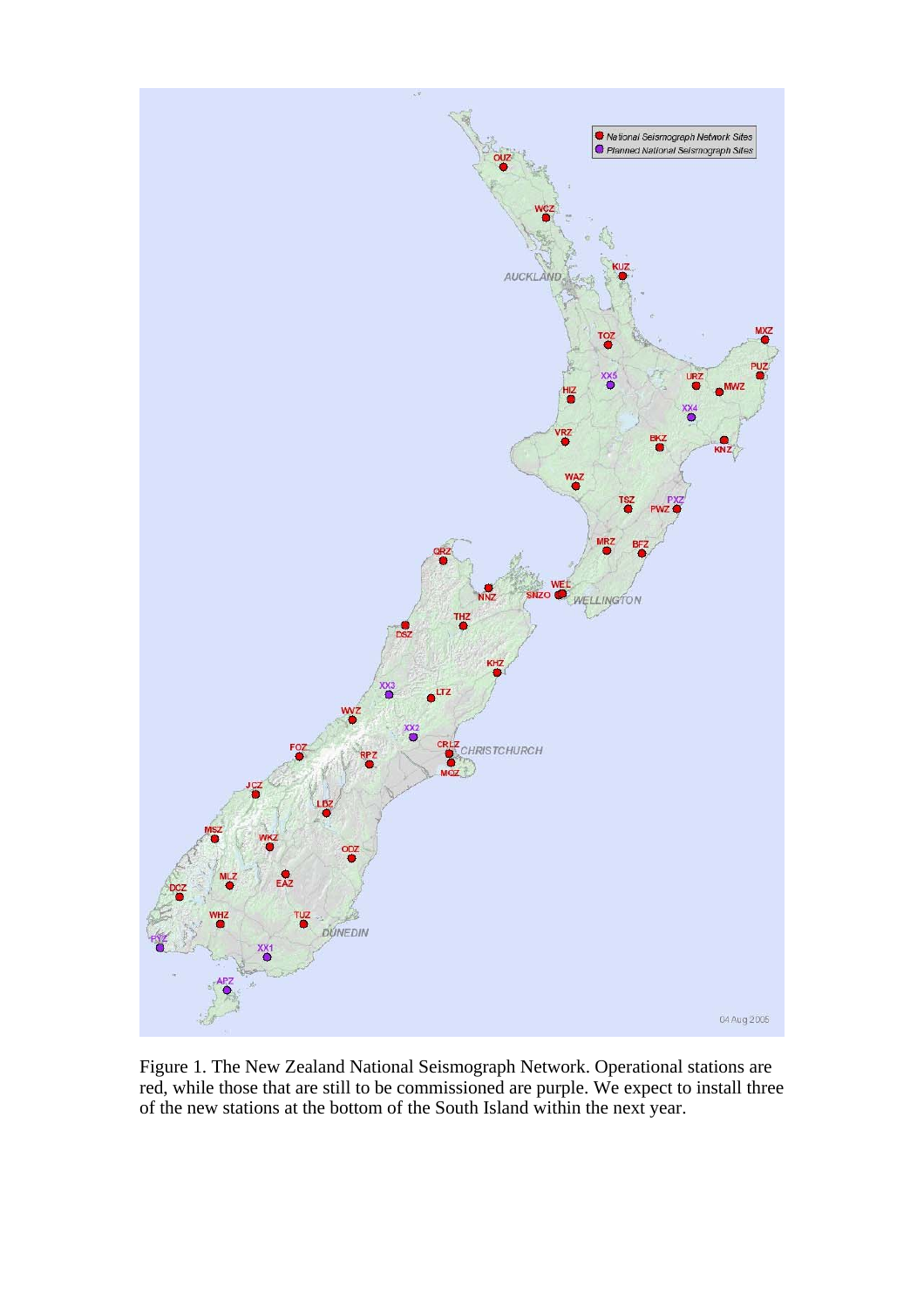Figure 1. The New Zealand National Seismograph Network. Operational stations are red, while those that are still to be commissioned are purple. We expect to install three of the new stations at the bottom of the South Island within the next year.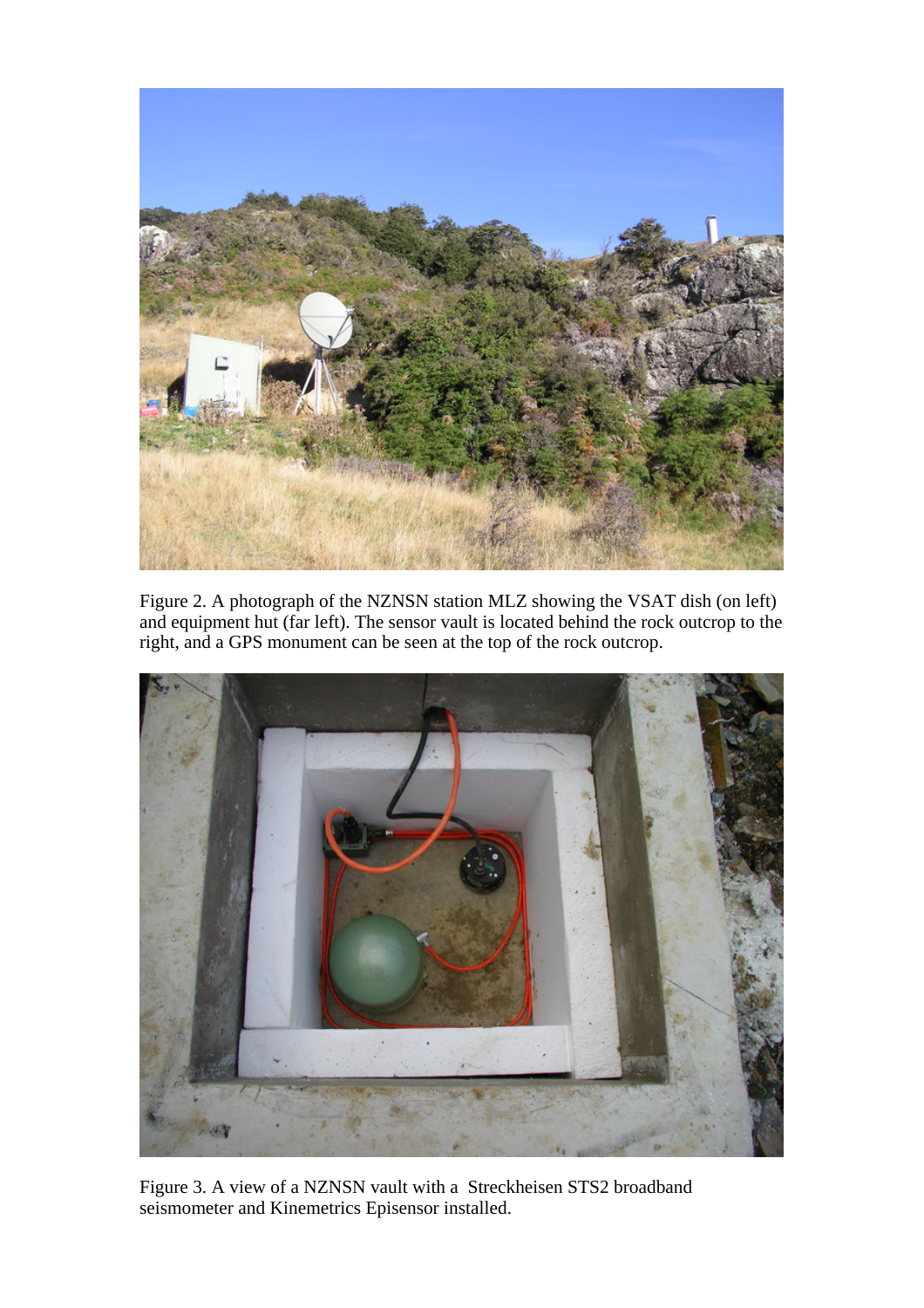Figure 2. A photograph of the NZNSN station MLZ showing the VSAT dish (on left) and equipment hut (far left). The sensor vault is located behind the rock outcrop to the right, and a GPS monument can be seen at the top of the rock outcrop.

Figure 3. A view of a NZNSN vault with a Streckheisen STS2 broadband seismometer and Kinemetrics Episensor installed.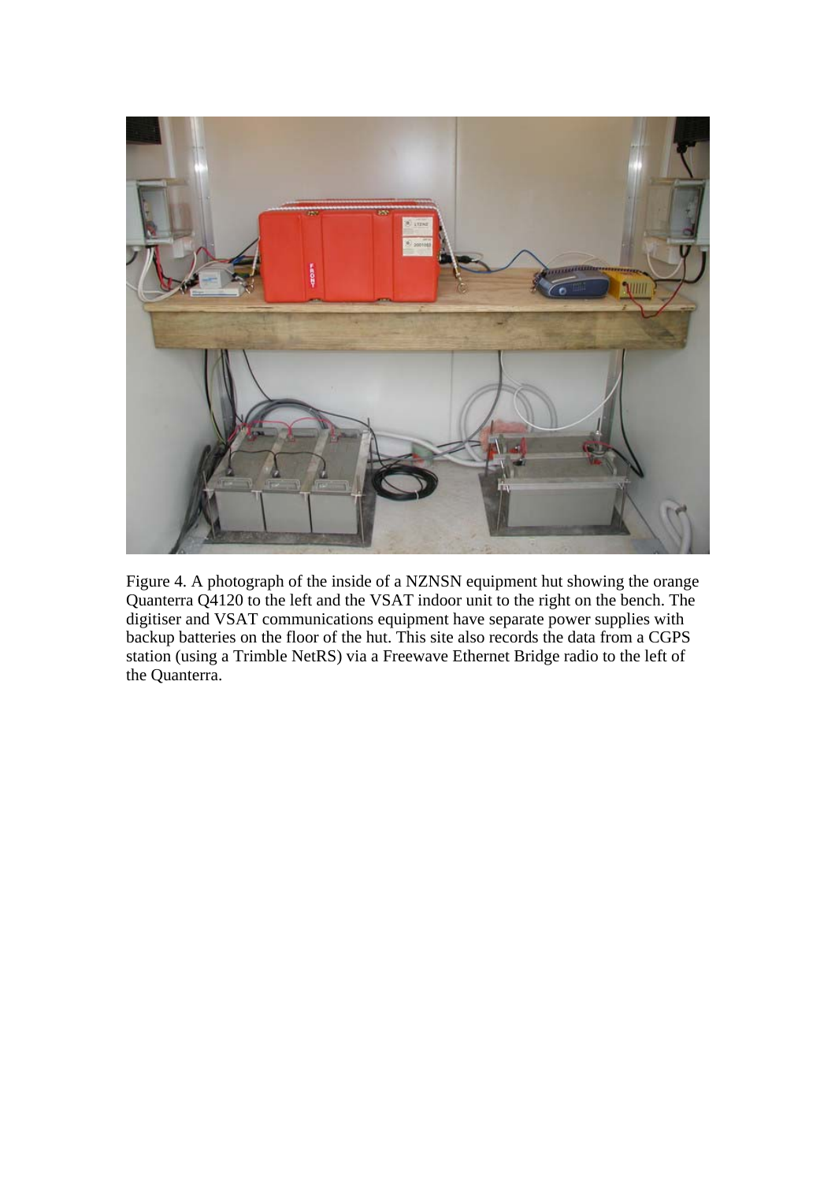Figure 4. A photograph of the inside of a NZNSN equipment hut showing the orange Quanterra Q4120 to the left and the VSAT indoor unit to the right on the bench. The digitiser and VSAT communications equipment have separate power supplies with backup batteries on the floor of the hut. This site also records the data from a CGPS station (using a Trimble NetRS) via a Freewave Ethernet Bridge radio to the left of the Quanterra.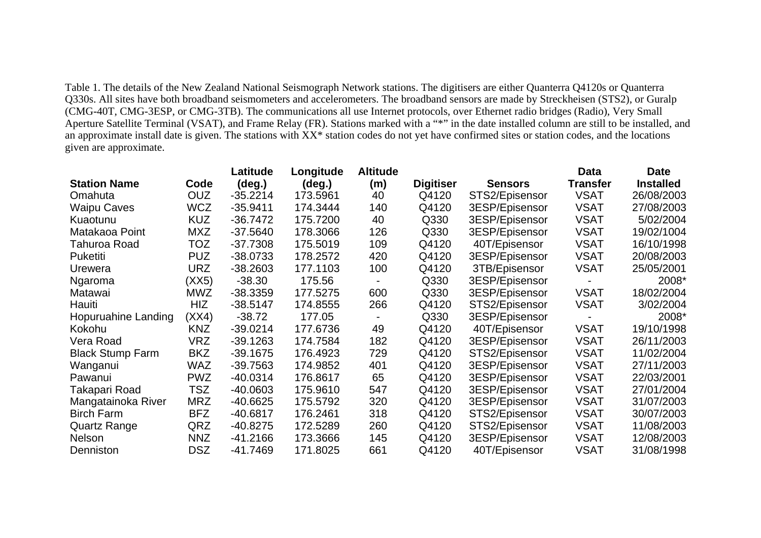Table 1. The details of the New Zealand National Seismograph Network stations. The digitisers are either Quanterra Q4120s or Quanterra Q330s. All sites have both broadband seismometers and accelerometers. The broadband sensors are made by Streckheisen (STS2), or Guralp (CMG-40T, CMG-3ESP, or CMG-3TB). The communications all use Internet protocols, over Ethernet radio bridges (Radio), Very Small Aperture Satellite Terminal (VSAT), and Frame Relay (FR). Stations marked with a "*" in the date installed column are still to be installed, and an approximate install date is given. The stations with XX* station codes do not yet have confirmed sites or station codes, and the locations given are approximate.

| Station Name | Code | Latitude (deg.) | Longitude (deg.) | Altitude (m) | Digitiser | Sensors | Data Transfer | Date Installed |
|---|---|---|---|---|---|---|---|---|
| Omahuta | OUZ | -35.2214 | 173.5961 | 40 | Q4120 | STS2/Episensor | VSAT | 26/08/2003 |
| Waipu Caves | WCZ | -35.9411 | 174.3444 | 140 | Q4120 | 3ESP/Episensor | VSAT | 27/08/2003 |
| Kuaotunu | KUZ | -36.7472 | 175.7200 | 40 | Q330 | 3ESP/Episensor | VSAT | 5/02/2004 |
| Matakaoa Point | MXZ | -37.5640 | 178.3066 | 126 | Q330 | 3ESP/Episensor | VSAT | 19/02/1004 |
| Tahuroa Road | TOZ | -37.7308 | 175.5019 | 109 | Q4120 | 40T/Episensor | VSAT | 16/10/1998 |
| Puketiti | PUZ | -38.0733 | 178.2572 | 420 | Q4120 | 3ESP/Episensor | VSAT | 20/08/2003 |
| Urewera | URZ | -38.2603 | 177.1103 | 100 | Q4120 | 3TB/Episensor | VSAT | 25/05/2001 |
| Ngaroma | (XX5) | -38.30 | 175.56 | - | Q330 | 3ESP/Episensor | - | 2008* |
| Matawai | MWZ | -38.3359 | 177.5275 | 600 | Q330 | 3ESP/Episensor | VSAT | 18/02/2004 |
| Hauiti | HIZ | -38.5147 | 174.8555 | 266 | Q4120 | STS2/Episensor | VSAT | 3/02/2004 |
| Hopuruahine Landing | (XX4) | -38.72 | 177.05 | - | Q330 | 3ESP/Episensor | - | 2008* |
| Kokohu | KNZ | -39.0214 | 177.6736 | 49 | Q4120 | 40T/Episensor | VSAT | 19/10/1998 |
| Vera Road | VRZ | -39.1263 | 174.7584 | 182 | Q4120 | 3ESP/Episensor | VSAT | 26/11/2003 |
| Black Stump Farm | BKZ | -39.1675 | 176.4923 | 729 | Q4120 | STS2/Episensor | VSAT | 11/02/2004 |
| Wanganui | WAZ | -39.7563 | 174.9852 | 401 | Q4120 | 3ESP/Episensor | VSAT | 27/11/2003 |
| Pawanui | PWZ | -40.0314 | 176.8617 | 65 | Q4120 | 3ESP/Episensor | VSAT | 22/03/2001 |
| Takapari Road | TSZ | -40.0603 | 175.9610 | 547 | Q4120 | 3ESP/Episensor | VSAT | 27/01/2004 |
| Mangatainoka River | MRZ | -40.6625 | 175.5792 | 320 | Q4120 | 3ESP/Episensor | VSAT | 31/07/2003 |
| Birch Farm | BFZ | -40.6817 | 176.2461 | 318 | Q4120 | STS2/Episensor | VSAT | 30/07/2003 |
| Quartz Range | QRZ | -40.8275 | 172.5289 | 260 | Q4120 | STS2/Episensor | VSAT | 11/08/2003 |
| Nelson | NNZ | -41.2166 | 173.3666 | 145 | Q4120 | 3ESP/Episensor | VSAT | 12/08/2003 |
| Denniston | DSZ | -41.7469 | 171.8025 | 661 | Q4120 | 40T/Episensor | VSAT | 31/08/1998 |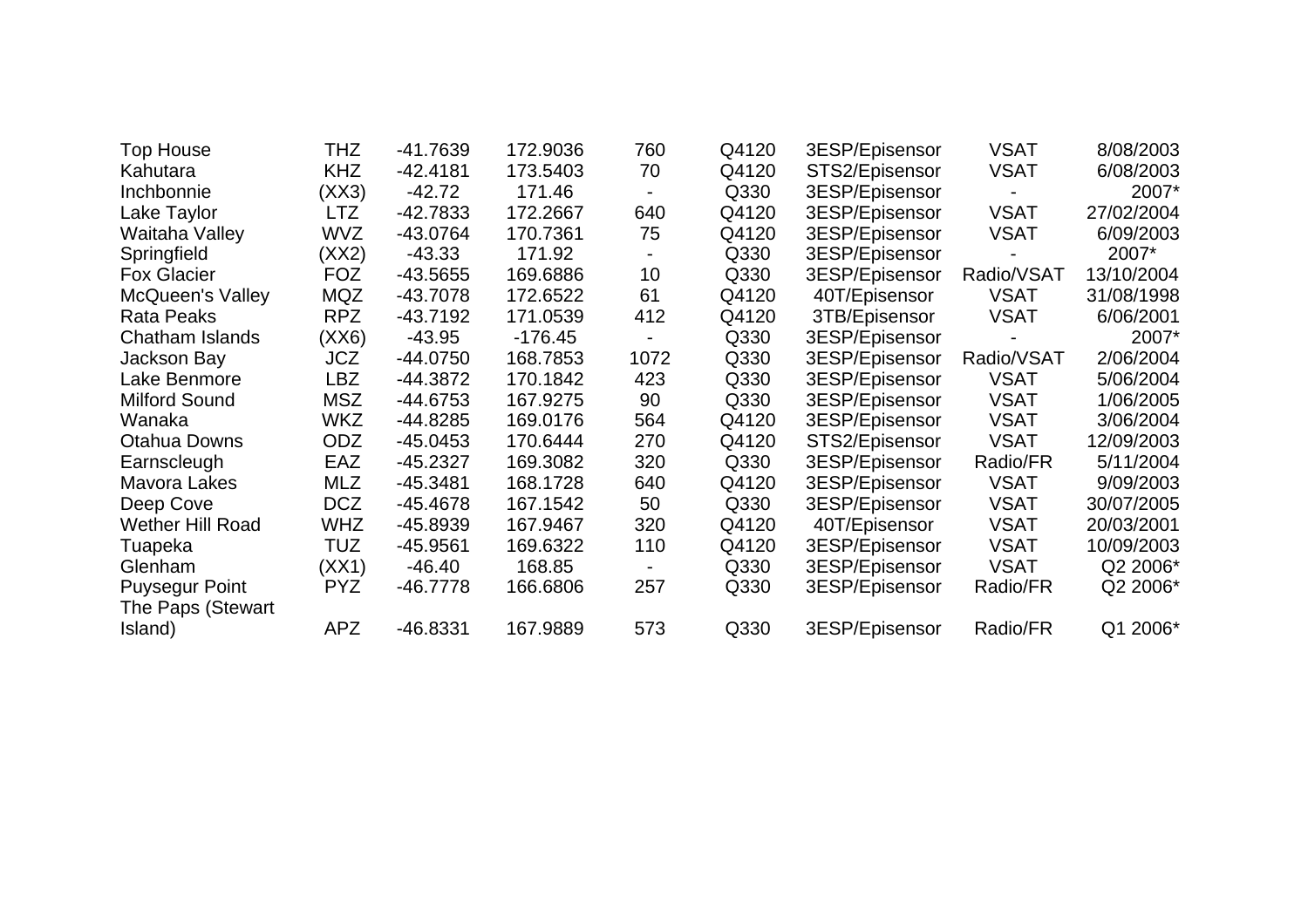| | | | | | | | | |
|---|---|---|---|---|---|---|---|---|
| Top House | THZ | -41.7639 | 172.9036 | 760 | Q4120 | 3ESP/Episensor | VSAT | 8/08/2003 |
| Kahutara | KHZ | -42.4181 | 173.5403 | 70 | Q4120 | STS2/Episensor | VSAT | 6/08/2003 |
| Inchbonnie | (XX3) | -42.72 | 171.46 | - | Q330 | 3ESP/Episensor | - | 2007* |
| Lake Taylor | LTZ | -42.7833 | 172.2667 | 640 | Q4120 | 3ESP/Episensor | VSAT | 27/02/2004 |
| Waitaha Valley | WVZ | -43.0764 | 170.7361 | 75 | Q4120 | 3ESP/Episensor | VSAT | 6/09/2003 |
| Springfield | (XX2) | -43.33 | 171.92 | - | Q330 | 3ESP/Episensor | - | 2007* |
| Fox Glacier | FOZ | -43.5655 | 169.6886 | 10 | Q330 | 3ESP/Episensor | Radio/VSAT | 13/10/2004 |
| McQueen's Valley | MQZ | -43.7078 | 172.6522 | 61 | Q4120 | 40T/Episensor | VSAT | 31/08/1998 |
| Rata Peaks | RPZ | -43.7192 | 171.0539 | 412 | Q4120 | 3TB/Episensor | VSAT | 6/06/2001 |
| Chatham Islands | (XX6) | -43.95 | -176.45 | - | Q330 | 3ESP/Episensor | - | 2007* |
| Jackson Bay | JCZ | -44.0750 | 168.7853 | 1072 | Q330 | 3ESP/Episensor | Radio/VSAT | 2/06/2004 |
| Lake Benmore | LBZ | -44.3872 | 170.1842 | 423 | Q330 | 3ESP/Episensor | VSAT | 5/06/2004 |
| Milford Sound | MSZ | -44.6753 | 167.9275 | 90 | Q330 | 3ESP/Episensor | VSAT | 1/06/2005 |
| Wanaka | WKZ | -44.8285 | 169.0176 | 564 | Q4120 | 3ESP/Episensor | VSAT | 3/06/2004 |
| Otahua Downs | ODZ | -45.0453 | 170.6444 | 270 | Q4120 | STS2/Episensor | VSAT | 12/09/2003 |
| Earnscleugh | EAZ | -45.2327 | 169.3082 | 320 | Q330 | 3ESP/Episensor | Radio/FR | 5/11/2004 |
| Mavora Lakes | MLZ | -45.3481 | 168.1728 | 640 | Q4120 | 3ESP/Episensor | VSAT | 9/09/2003 |
| Deep Cove | DCZ | -45.4678 | 167.1542 | 50 | Q330 | 3ESP/Episensor | VSAT | 30/07/2005 |
| Wether Hill Road | WHZ | -45.8939 | 167.9467 | 320 | Q4120 | 40T/Episensor | VSAT | 20/03/2001 |
| Tuapeka | TUZ | -45.9561 | 169.6322 | 110 | Q4120 | 3ESP/Episensor | VSAT | 10/09/2003 |
| Glenham | (XX1) | -46.40 | 168.85 | - | Q330 | 3ESP/Episensor | VSAT | Q2 2006* |
| Puysegur Point | PYZ | -46.7778 | 166.6806 | 257 | Q330 | 3ESP/Episensor | Radio/FR | Q2 2006* |
| The Paps (Stewart Island) | APZ | -46.8331 | 167.9889 | 573 | Q330 | 3ESP/Episensor | Radio/FR | Q1 2006* |